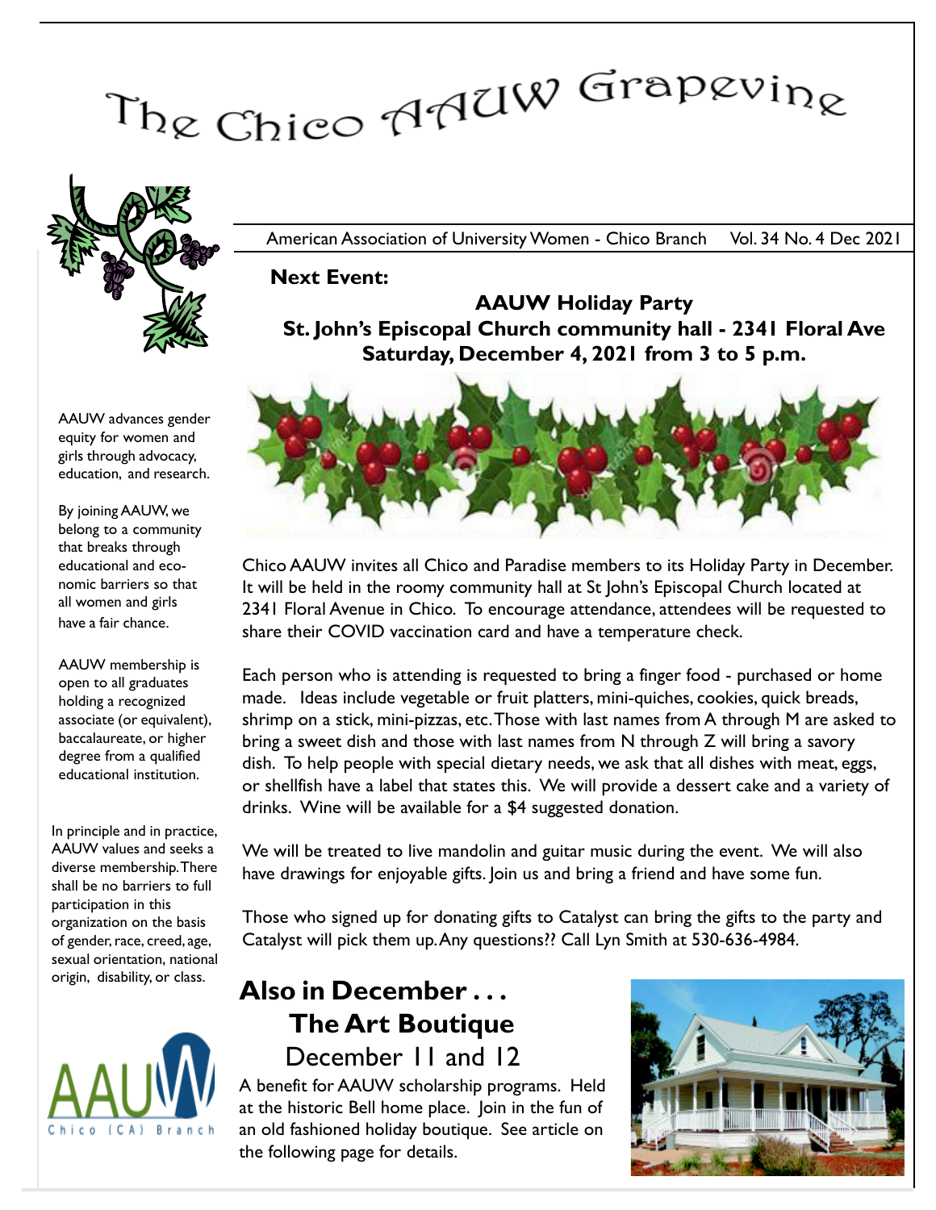# The Chico AAUW Grapevine

American Association of University Women - Chico Branch    Vol. 34 No. 4 Dec 2021

AAUW advances gender equity for women and girls through advocacy, education, and research.

By joining AAUW, we belong to a community that breaks through educational and economic barriers so that all women and girls have a fair chance.

AAUW membership is open to all graduates holding a recognized associate (or equivalent), baccalaureate, or higher degree from a qualified educational institution.

In principle and in practice, AAUW values and seeks a diverse membership. There shall be no barriers to full participation in this organization on the basis of gender, race, creed, age, sexual orientation, national origin, disability, or class.

**Next Event:**

## AAUW Holiday Party
### St. John's Episcopal Church community hall - 2341 Floral Ave
### Saturday, December 4, 2021 from 3 to 5 p.m.

Chico AAUW invites all Chico and Paradise members to its Holiday Party in December. It will be held in the roomy community hall at St John's Episcopal Church located at 2341 Floral Avenue in Chico. To encourage attendance, attendees will be requested to share their COVID vaccination card and have a temperature check.

Each person who is attending is requested to bring a finger food - purchased or home made. Ideas include vegetable or fruit platters, mini-quiches, cookies, quick breads, shrimp on a stick, mini-pizzas, etc. Those with last names from A through M are asked to bring a sweet dish and those with last names from N through Z will bring a savory dish. To help people with special dietary needs, we ask that all dishes with meat, eggs, or shellfish have a label that states this. We will provide a dessert cake and a variety of drinks. Wine will be available for a $4 suggested donation.

We will be treated to live mandolin and guitar music during the event. We will also have drawings for enjoyable gifts. Join us and bring a friend and have some fun.

Those who signed up for donating gifts to Catalyst can bring the gifts to the party and Catalyst will pick them up. Any questions?? Call Lyn Smith at 530-636-4984.

## Also in December . . .
## The Art Boutique
### December 11 and 12

A benefit for AAUW scholarship programs. Held at the historic Bell home place. Join in the fun of an old fashioned holiday boutique. See article on the following page for details.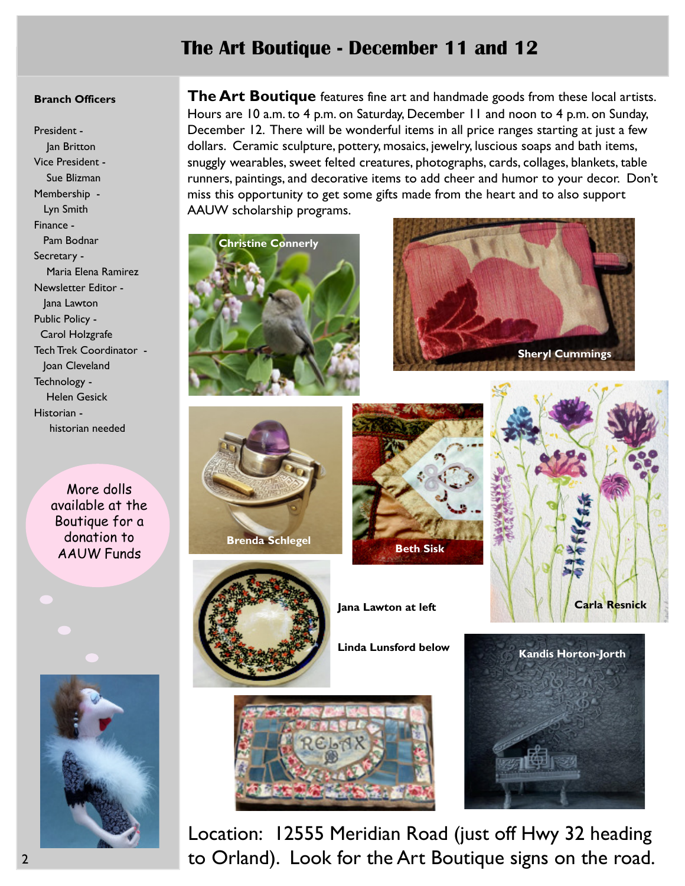# The Art Boutique - December 11 and 12

**Branch Officers**

President -
Jan Britton
Vice President -
Sue Blizman
Membership -
Lyn Smith
Finance -
Pam Bodnar
Secretary -
Maria Elena Ramirez
Newsletter Editor -
Jana Lawton
Public Policy -
Carol Holzgrafe
Tech Trek Coordinator -
Joan Cleveland
Technology -
Helen Gesick
Historian -
historian needed

More dolls available at the Boutique for a donation to AAUW Funds

**The Art Boutique** features fine art and handmade goods from these local artists. Hours are 10 a.m. to 4 p.m. on Saturday, December 11 and noon to 4 p.m. on Sunday, December 12. There will be wonderful items in all price ranges starting at just a few dollars. Ceramic sculpture, pottery, mosaics, jewelry, luscious soaps and bath items, snuggly wearables, sweet felted creatures, photographs, cards, collages, blankets, table runners, paintings, and decorative items to add cheer and humor to your decor. Don't miss this opportunity to get some gifts made from the heart and to also support AAUW scholarship programs.

**Christine Connerly**

**Sheryl Cummings**

**Brenda Schlegel**

**Beth Sisk**

**Carla Resnick**

**Jana Lawton at left**

**Linda Lunsford below**

**Kandis Horton-Jorth**

Location: 12555 Meridian Road (just off Hwy 32 heading to Orland). Look for the Art Boutique signs on the road.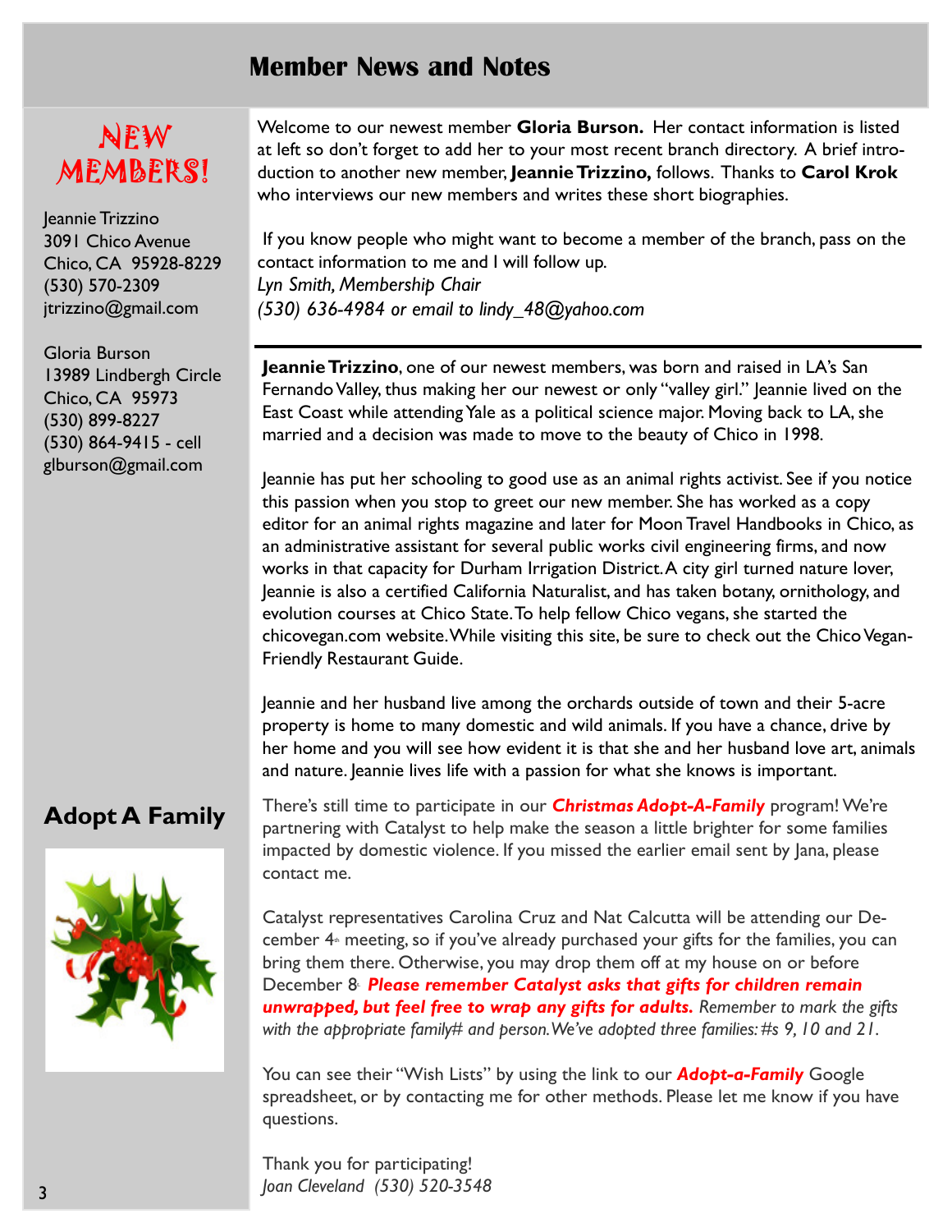# Member News and Notes

## NEW MEMBERS!

Jeannie Trizzino
3091 Chico Avenue
Chico, CA 95928-8229
(530) 570-2309
jtrizzino@gmail.com

Gloria Burson
13989 Lindbergh Circle
Chico, CA 95973
(530) 899-8227
(530) 864-9415 - cell
glburson@gmail.com

Welcome to our newest member **Gloria Burson.** Her contact information is listed at left so don't forget to add her to your most recent branch directory. A brief introduction to another new member, **Jeannie Trizzino,** follows. Thanks to **Carol Krok** who interviews our new members and writes these short biographies.

If you know people who might want to become a member of the branch, pass on the contact information to me and I will follow up.
*Lyn Smith, Membership Chair*
*(530) 636-4984 or email to lindy_48@yahoo.com*

---

**Jeannie Trizzino**, one of our newest members, was born and raised in LA's San Fernando Valley, thus making her our newest or only "valley girl." Jeannie lived on the East Coast while attending Yale as a political science major. Moving back to LA, she married and a decision was made to move to the beauty of Chico in 1998.

Jeannie has put her schooling to good use as an animal rights activist. See if you notice this passion when you stop to greet our new member. She has worked as a copy editor for an animal rights magazine and later for Moon Travel Handbooks in Chico, as an administrative assistant for several public works civil engineering firms, and now works in that capacity for Durham Irrigation District. A city girl turned nature lover, Jeannie is also a certified California Naturalist, and has taken botany, ornithology, and evolution courses at Chico State. To help fellow Chico vegans, she started the chicovegan.com website. While visiting this site, be sure to check out the Chico Vegan-Friendly Restaurant Guide.

Jeannie and her husband live among the orchards outside of town and their 5-acre property is home to many domestic and wild animals. If you have a chance, drive by her home and you will see how evident it is that she and her husband love art, animals and nature. Jeannie lives life with a passion for what she knows is important.

## Adopt A Family

There's still time to participate in our ***Christmas Adopt-A-Family*** program! We're partnering with Catalyst to help make the season a little brighter for some families impacted by domestic violence. If you missed the earlier email sent by Jana, please contact me.

Catalyst representatives Carolina Cruz and Nat Calcutta will be attending our December 4th meeting, so if you've already purchased your gifts for the families, you can bring them there. Otherwise, you may drop them off at my house on or before December 8. ***Please remember Catalyst asks that gifts for children remain unwrapped, but feel free to wrap any gifts for adults.*** *Remember to mark the gifts with the appropriate family# and person. We've adopted three families: #s 9, 10 and 21.*

You can see their "Wish Lists" by using the link to our ***Adopt-a-Family*** Google spreadsheet, or by contacting me for other methods. Please let me know if you have questions.

Thank you for participating!
*Joan Cleveland (530) 520-3548*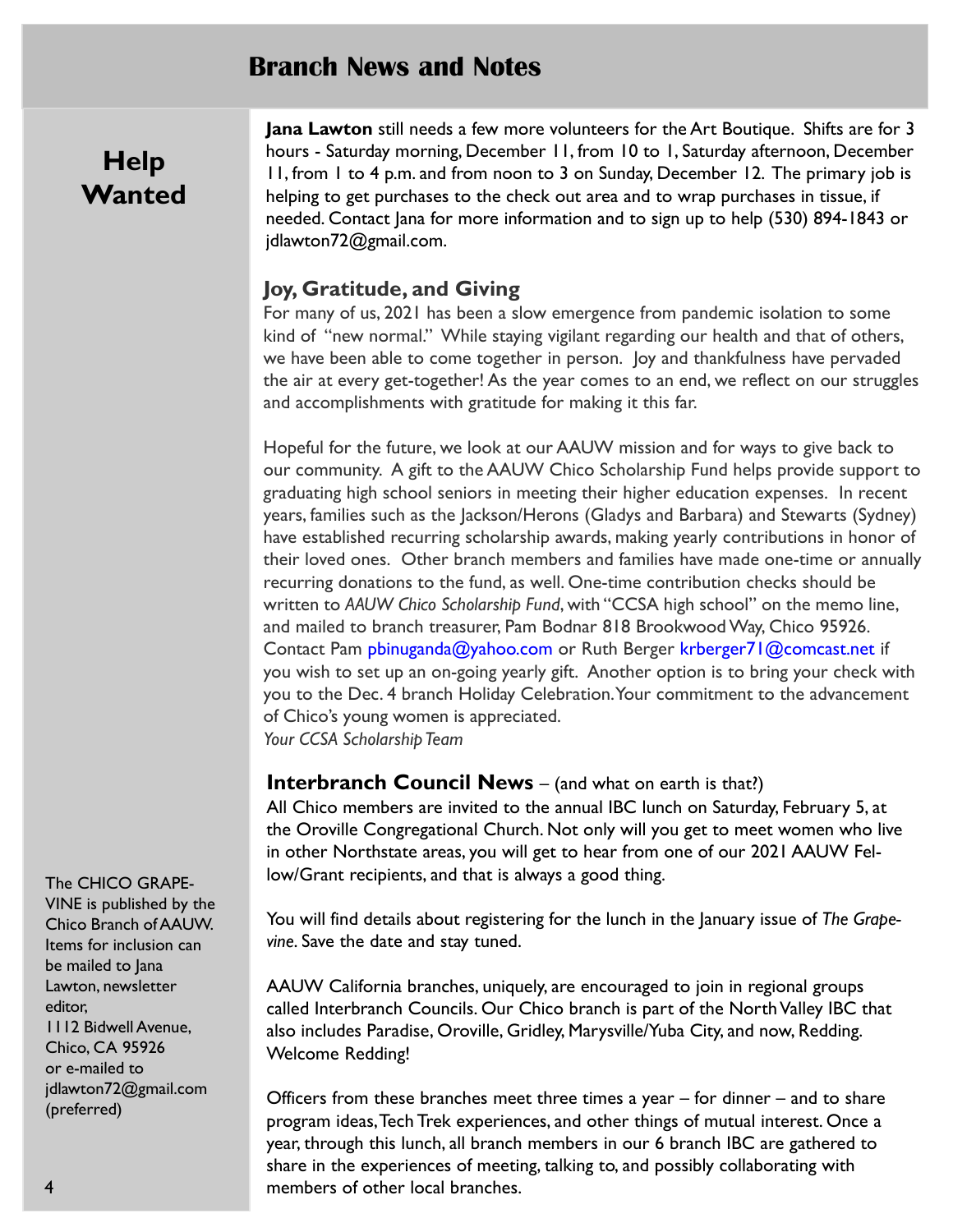# Branch News and Notes

## Help Wanted

**Jana Lawton** still needs a few more volunteers for the Art Boutique. Shifts are for 3 hours - Saturday morning, December 11, from 10 to 1, Saturday afternoon, December 11, from 1 to 4 p.m. and from noon to 3 on Sunday, December 12. The primary job is helping to get purchases to the check out area and to wrap purchases in tissue, if needed. Contact Jana for more information and to sign up to help (530) 894-1843 or jdlawton72@gmail.com.

### Joy, Gratitude, and Giving

For many of us, 2021 has been a slow emergence from pandemic isolation to some kind of "new normal." While staying vigilant regarding our health and that of others, we have been able to come together in person. Joy and thankfulness have pervaded the air at every get-together! As the year comes to an end, we reflect on our struggles and accomplishments with gratitude for making it this far.

Hopeful for the future, we look at our AAUW mission and for ways to give back to our community. A gift to the AAUW Chico Scholarship Fund helps provide support to graduating high school seniors in meeting their higher education expenses. In recent years, families such as the Jackson/Herons (Gladys and Barbara) and Stewarts (Sydney) have established recurring scholarship awards, making yearly contributions in honor of their loved ones. Other branch members and families have made one-time or annually recurring donations to the fund, as well. One-time contribution checks should be written to *AAUW Chico Scholarship Fund*, with "CCSA high school" on the memo line, and mailed to branch treasurer, Pam Bodnar 818 Brookwood Way, Chico 95926. Contact Pam pbinuganda@yahoo.com or Ruth Berger krberger71@comcast.net if you wish to set up an on-going yearly gift. Another option is to bring your check with you to the Dec. 4 branch Holiday Celebration. Your commitment to the advancement of Chico's young women is appreciated.

*Your CCSA Scholarship Team*

### Interbranch Council News – (and what on earth is that?)

All Chico members are invited to the annual IBC lunch on Saturday, February 5, at the Oroville Congregational Church. Not only will you get to meet women who live in other Northstate areas, you will get to hear from one of our 2021 AAUW Fellow/Grant recipients, and that is always a good thing.

You will find details about registering for the lunch in the January issue of *The Grapevine*. Save the date and stay tuned.

AAUW California branches, uniquely, are encouraged to join in regional groups called Interbranch Councils. Our Chico branch is part of the North Valley IBC that also includes Paradise, Oroville, Gridley, Marysville/Yuba City, and now, Redding. Welcome Redding!

Officers from these branches meet three times a year – for dinner – and to share program ideas, Tech Trek experiences, and other things of mutual interest. Once a year, through this lunch, all branch members in our 6 branch IBC are gathered to share in the experiences of meeting, talking to, and possibly collaborating with members of other local branches.

---

The CHICO GRAPEVINE is published by the Chico Branch of AAUW. Items for inclusion can be mailed to Jana Lawton, newsletter editor,
1112 Bidwell Avenue,
Chico, CA 95926
or e-mailed to
jdlawton72@gmail.com
(preferred)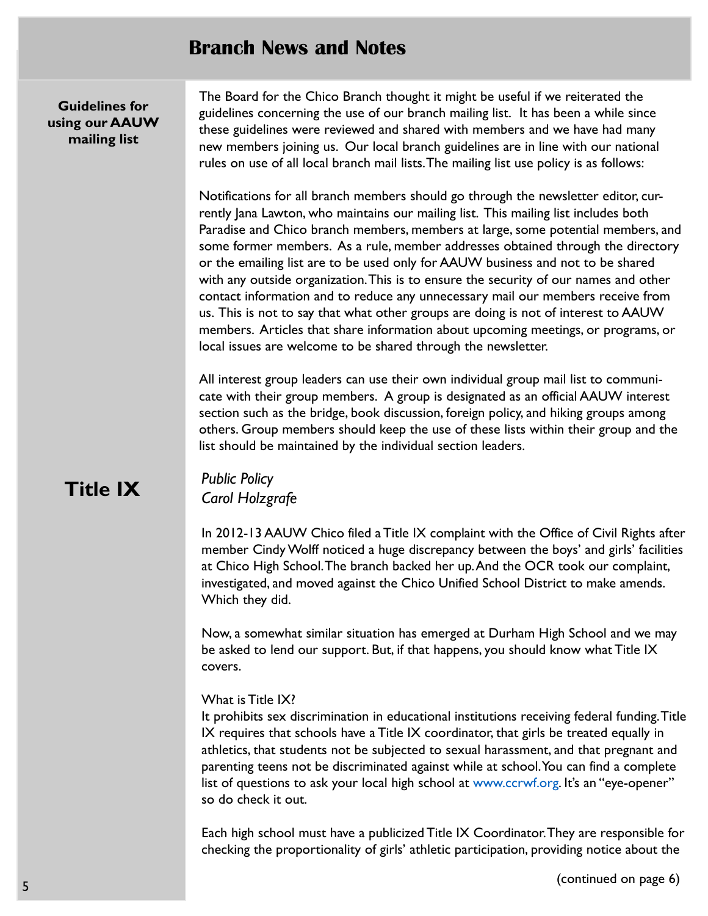# Branch News and Notes

## Guidelines for using our AAUW mailing list

The Board for the Chico Branch thought it might be useful if we reiterated the guidelines concerning the use of our branch mailing list. It has been a while since these guidelines were reviewed and shared with members and we have had many new members joining us. Our local branch guidelines are in line with our national rules on use of all local branch mail lists. The mailing list use policy is as follows:

Notifications for all branch members should go through the newsletter editor, currently Jana Lawton, who maintains our mailing list. This mailing list includes both Paradise and Chico branch members, members at large, some potential members, and some former members. As a rule, member addresses obtained through the directory or the emailing list are to be used only for AAUW business and not to be shared with any outside organization. This is to ensure the security of our names and other contact information and to reduce any unnecessary mail our members receive from us. This is not to say that what other groups are doing is not of interest to AAUW members. Articles that share information about upcoming meetings, or programs, or local issues are welcome to be shared through the newsletter.

All interest group leaders can use their own individual group mail list to communicate with their group members. A group is designated as an official AAUW interest section such as the bridge, book discussion, foreign policy, and hiking groups among others. Group members should keep the use of these lists within their group and the list should be maintained by the individual section leaders.

## Title IX

*Public Policy*
*Carol Holzgrafe*

In 2012-13 AAUW Chico filed a Title IX complaint with the Office of Civil Rights after member Cindy Wolff noticed a huge discrepancy between the boys' and girls' facilities at Chico High School. The branch backed her up. And the OCR took our complaint, investigated, and moved against the Chico Unified School District to make amends. Which they did.

Now, a somewhat similar situation has emerged at Durham High School and we may be asked to lend our support. But, if that happens, you should know what Title IX covers.

What is Title IX?
It prohibits sex discrimination in educational institutions receiving federal funding. Title IX requires that schools have a Title IX coordinator, that girls be treated equally in athletics, that students not be subjected to sexual harassment, and that pregnant and parenting teens not be discriminated against while at school. You can find a complete list of questions to ask your local high school at www.ccrwf.org. It's an "eye-opener" so do check it out.

Each high school must have a publicized Title IX Coordinator. They are responsible for checking the proportionality of girls' athletic participation, providing notice about the

(continued on page 6)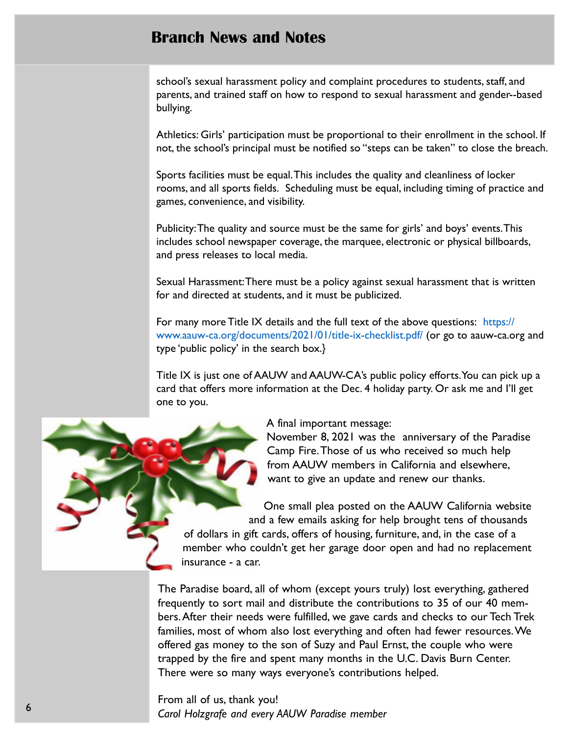## Branch News and Notes

school's sexual harassment policy and complaint procedures to students, staff, and parents, and trained staff on how to respond to sexual harassment and gender--based bullying.

Athletics: Girls' participation must be proportional to their enrollment in the school. If not, the school's principal must be notified so "steps can be taken" to close the breach.

Sports facilities must be equal. This includes the quality and cleanliness of locker rooms, and all sports fields. Scheduling must be equal, including timing of practice and games, convenience, and visibility.

Publicity: The quality and source must be the same for girls' and boys' events. This includes school newspaper coverage, the marquee, electronic or physical billboards, and press releases to local media.

Sexual Harassment: There must be a policy against sexual harassment that is written for and directed at students, and it must be publicized.

For many more Title IX details and the full text of the above questions: https://www.aauw-ca.org/documents/2021/01/title-ix-checklist.pdf/ (or go to aauw-ca.org and type 'public policy' in the search box.}

Title IX is just one of AAUW and AAUW-CA's public policy efforts. You can pick up a card that offers more information at the Dec. 4 holiday party. Or ask me and I'll get one to you.

A final important message:
November 8, 2021 was the anniversary of the Paradise Camp Fire. Those of us who received so much help from AAUW members in California and elsewhere, want to give an update and renew our thanks.

One small plea posted on the AAUW California website and a few emails asking for help brought tens of thousands of dollars in gift cards, offers of housing, furniture, and, in the case of a member who couldn't get her garage door open and had no replacement insurance - a car.

The Paradise board, all of whom (except yours truly) lost everything, gathered frequently to sort mail and distribute the contributions to 35 of our 40 members. After their needs were fulfilled, we gave cards and checks to our Tech Trek families, most of whom also lost everything and often had fewer resources. We offered gas money to the son of Suzy and Paul Ernst, the couple who were trapped by the fire and spent many months in the U.C. Davis Burn Center. There were so many ways everyone's contributions helped.

From all of us, thank you!
*Carol Holzgrafe and every AAUW Paradise member*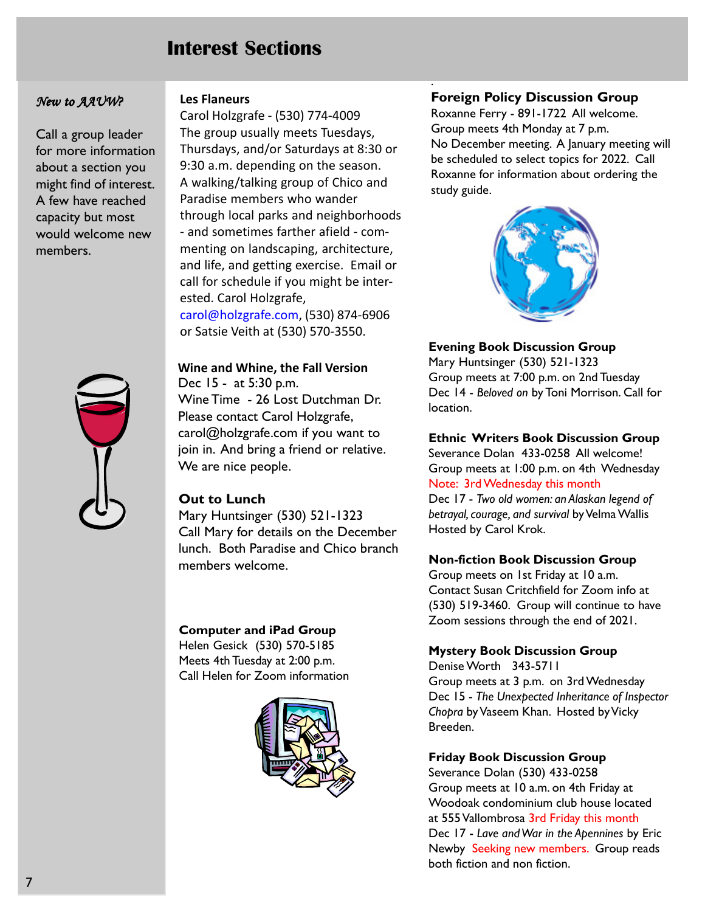# Interest Sections

*New to AAUW?*

Call a group leader for more information about a section you might find of interest. A few have reached capacity but most would welcome new members.

**Les Flaneurs**
Carol Holzgrafe - (530) 774-4009
The group usually meets Tuesdays, Thursdays, and/or Saturdays at 8:30 or 9:30 a.m. depending on the season. A walking/talking group of Chico and Paradise members who wander through local parks and neighborhoods - and sometimes farther afield - commenting on landscaping, architecture, and life, and getting exercise. Email or call for schedule if you might be interested. Carol Holzgrafe, carol@holzgrafe.com, (530) 874-6906 or Satsie Veith at (530) 570-3550.

**Wine and Whine, the Fall Version**
Dec 15 - at 5:30 p.m.
Wine Time - 26 Lost Dutchman Dr.
Please contact Carol Holzgrafe, carol@holzgrafe.com if you want to join in. And bring a friend or relative. We are nice people.

**Out to Lunch**
Mary Huntsinger (530) 521-1323
Call Mary for details on the December lunch. Both Paradise and Chico branch members welcome.

**Computer and iPad Group**
Helen Gesick (530) 570-5185
Meets 4th Tuesday at 2:00 p.m.
Call Helen for Zoom information

**Foreign Policy Discussion Group**
Roxanne Ferry - 891-1722 All welcome.
Group meets 4th Monday at 7 p.m.
No December meeting. A January meeting will be scheduled to select topics for 2022. Call Roxanne for information about ordering the study guide.

**Evening Book Discussion Group**
Mary Huntsinger (530) 521-1323
Group meets at 7:00 p.m. on 2nd Tuesday
Dec 14 - *Beloved on* by Toni Morrison. Call for location.

**Ethnic Writers Book Discussion Group**
Severance Dolan 433-0258 All welcome!
Group meets at 1:00 p.m. on 4th Wednesday
Note: 3rd Wednesday this month
Dec 17 - *Two old women: an Alaskan legend of betrayal, courage, and survival* by Velma Wallis
Hosted by Carol Krok.

**Non-fiction Book Discussion Group**
Group meets on 1st Friday at 10 a.m.
Contact Susan Critchfield for Zoom info at (530) 519-3460. Group will continue to have Zoom sessions through the end of 2021.

**Mystery Book Discussion Group**
Denise Worth 343-5711
Group meets at 3 p.m. on 3rd Wednesday
Dec 15 - *The Unexpected Inheritance of Inspector Chopra* by Vaseem Khan. Hosted by Vicky Breeden.

**Friday Book Discussion Group**
Severance Dolan (530) 433-0258
Group meets at 10 a.m. on 4th Friday at Woodoak condominium club house located at 555 Vallombrosa 3rd Friday this month
Dec 17 - *Lave and War in the Apennines* by Eric Newby Seeking new members. Group reads both fiction and non fiction.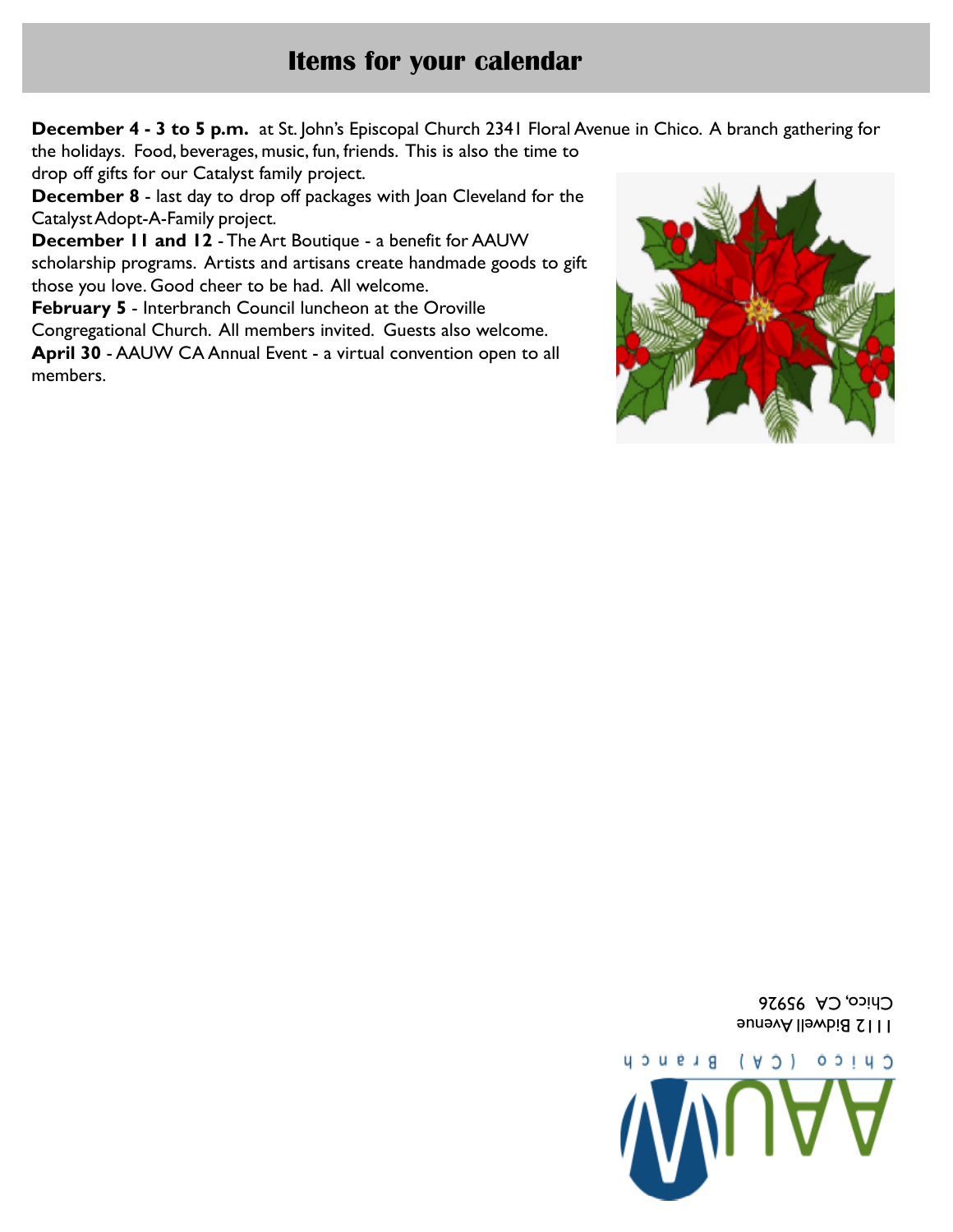## Items for your calendar

**December 4 - 3 to 5 p.m.** at St. John's Episcopal Church 2341 Floral Avenue in Chico. A branch gathering for the holidays. Food, beverages, music, fun, friends. This is also the time to drop off gifts for our Catalyst family project.

**December 8** - last day to drop off packages with Joan Cleveland for the Catalyst Adopt-A-Family project.

**December 11 and 12** - The Art Boutique - a benefit for AAUW scholarship programs. Artists and artisans create handmade goods to gift those you love. Good cheer to be had. All welcome.

**February 5** - Interbranch Council luncheon at the Oroville Congregational Church. All members invited. Guests also welcome.

**April 30** - AAUW CA Annual Event - a virtual convention open to all members.

AAUW
Chico (CA) Branch
1112 Bidwell Avenue
Chico, CA 95926